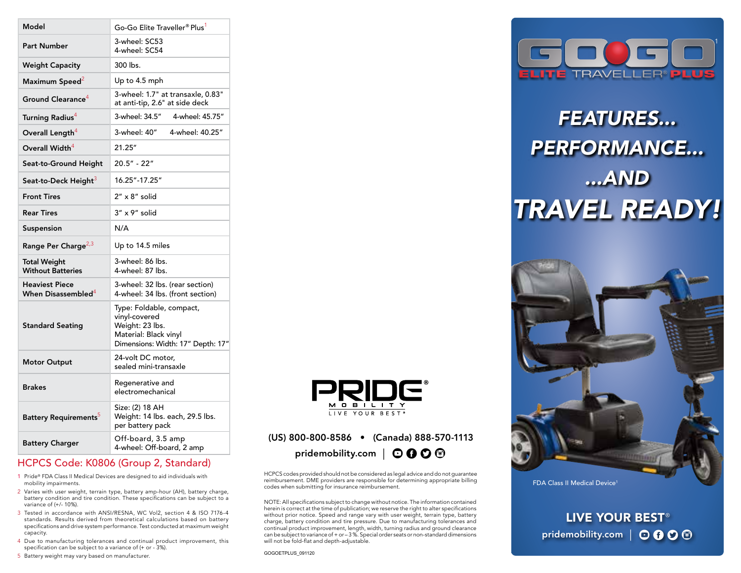| Model | Go-Go Elite Traveller® Plus[1] |
|---|---|
| Part Number | 3-wheel: SC53<br>4-wheel: SC54 |
| Weight Capacity | 300 lbs. |
| Maximum Speed[2] | Up to 4.5 mph |
| Ground Clearance[4] | 3-wheel: 1.7" at transaxle, 0.83" at anti-tip, 2.6" at side deck |
| Turning Radius[4] | 3-wheel: 34.5" 4-wheel: 45.75" |
| Overall Length[4] | 3-wheel: 40" 4-wheel: 40.25" |
| Overall Width[4] | 21.25" |
| Seat-to-Ground Height | 20.5" - 22" |
| Seat-to-Deck Height[3] | 16.25"-17.25" |
| Front Tires | 2" x 8" solid |
| Rear Tires | 3" x 9" solid |
| Suspension | N/A |
| Range Per Charge[2,3] | Up to 14.5 miles |
| Total Weight Without Batteries | 3-wheel: 86 lbs.<br>4-wheel: 87 lbs. |
| Heaviest Piece When Disassembled[4] | 3-wheel: 32 lbs. (rear section)<br>4-wheel: 34 lbs. (front section) |
| Standard Seating | Type: Foldable, compact, vinyl-covered<br>Weight: 23 lbs.<br>Material: Black vinyl<br>Dimensions: Width: 17" Depth: 17" |
| Motor Output | 24-volt DC motor, sealed mini-transaxle |
| Brakes | Regenerative and electromechanical |
| Battery Requirements[5] | Size: (2) 18 AH<br>Weight: 14 lbs. each, 29.5 lbs. per battery pack |
| Battery Charger | Off-board, 3.5 amp<br>4-wheel: Off-board, 2 amp |

## HCPCS Code: K0806 (Group 2, Standard)

1. Pride® FDA Class II Medical Devices are designed to aid individuals with mobility impairments.
2. Varies with user weight, terrain type, battery amp-hour (AH), battery charge, battery condition and tire condition. These specifications can be subject to a variance of (+/- 10%).
3. Tested in accordance with ANSI/RESNA, WC Vol2, section 4 & ISO 7176-4 standards. Results derived from theoretical calculations based on battery specifications and drive system performance. Test conducted at maximum weight capacity.
4. Due to manufacturing tolerances and continual product improvement, this specification can be subject to a variance of (+ or - 3%).
5. Battery weight may vary based on manufacturer.

PRIDE® MOBILITY
LIVE YOUR BEST®

(US) 800-800-8586 • (Canada) 888-570-1113

pridemobility.com

HCPCS codes provided should not be considered as legal advice and do not guarantee reimbursement. DME providers are responsible for determining appropriate billing codes when submitting for insurance reimbursement.

NOTE: All specifications subject to change without notice. The information contained herein is correct at the time of publication; we reserve the right to alter specifications without prior notice. Speed and range vary with user weight, terrain type, battery charge, battery condition and tire pressure. Due to manufacturing tolerances and continual product improvement, length, width, turning radius and ground clearance can be subject to variance of + or – 3%. Special order seats or non-standard dimensions will not be fold-flat and depth-adjustable.

GOGOETPLUS_091120

# GO-GO[1] ELITE TRAVELLER® PLUS

## FEATURES... PERFORMANCE... ...AND TRAVEL READY!

FDA Class II Medical Device[1]

LIVE YOUR BEST®

pridemobility.com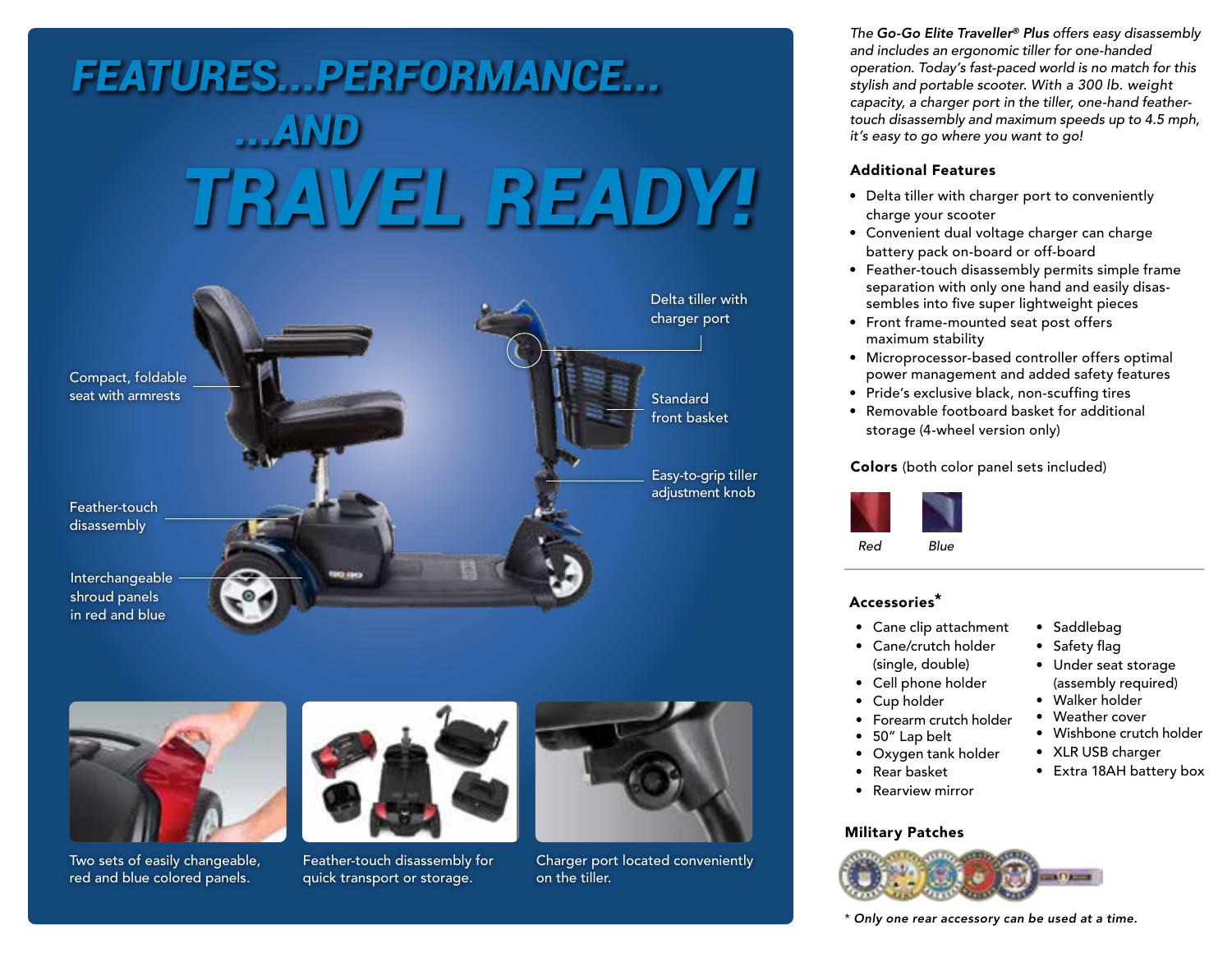# FEATURES...PERFORMANCE...

# ...AND TRAVEL READY!

Compact, foldable seat with armrests

Feather-touch disassembly

Interchangeable shroud panels in red and blue

Delta tiller with charger port

Standard front basket

Easy-to-grip tiller adjustment knob

Two sets of easily changeable, red and blue colored panels.

Feather-touch disassembly for quick transport or storage.

Charger port located conveniently on the tiller.

*The **Go-Go Elite Traveller® Plus** offers easy disassembly and includes an ergonomic tiller for one-handed operation. Today's fast-paced world is no match for this stylish and portable scooter. With a 300 lb. weight capacity, a charger port in the tiller, one-hand feather-touch disassembly and maximum speeds up to 4.5 mph, it's easy to go where you want to go!*

### Additional Features

- Delta tiller with charger port to conveniently charge your scooter
- Convenient dual voltage charger can charge battery pack on-board or off-board
- Feather-touch disassembly permits simple frame separation with only one hand and easily disassembles into five super lightweight pieces
- Front frame-mounted seat post offers maximum stability
- Microprocessor-based controller offers optimal power management and added safety features
- Pride's exclusive black, non-scuffing tires
- Removable footboard basket for additional storage (4-wheel version only)

**Colors** (both color panel sets included)

*Red* *Blue*

### Accessories*

- Cane clip attachment
- Cane/crutch holder (single, double)
- Cell phone holder
- Cup holder
- Forearm crutch holder
- 50" Lap belt
- Oxygen tank holder
- Rear basket
- Rearview mirror
- Saddlebag
- Safety flag
- Under seat storage (assembly required)
- Walker holder
- Weather cover
- Wishbone crutch holder
- XLR USB charger
- Extra 18AH battery box

### Military Patches

*\* Only one rear accessory can be used at a time.*